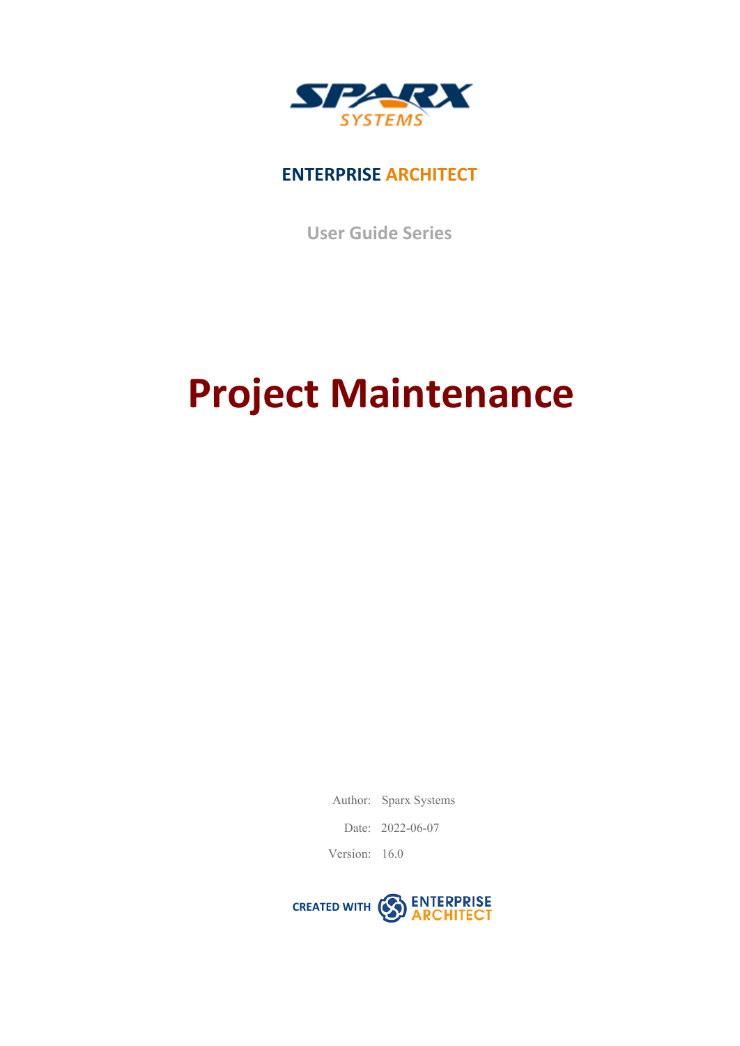SPARX SYSTEMS

ENTERPRISE ARCHITECT

User Guide Series

# Project Maintenance

Author: Sparx Systems

Date: 2022-06-07

Version: 16.0

CREATED WITH ENTERPRISE ARCHITECT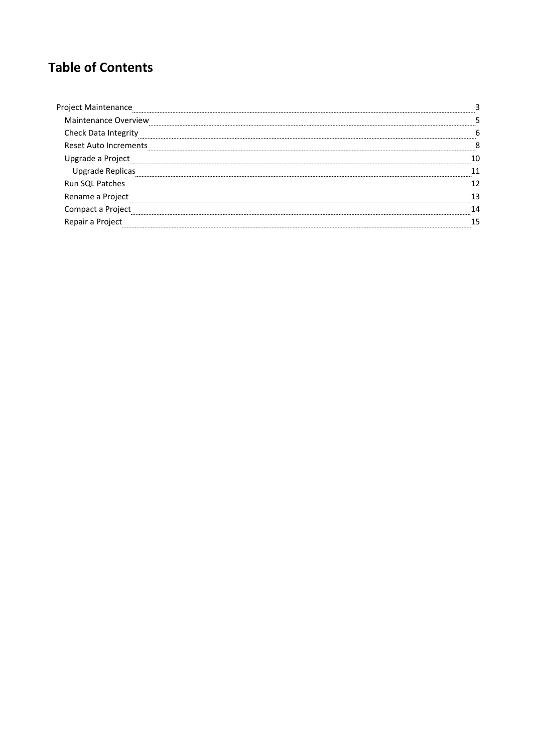# Table of Contents

- Project Maintenance ..... 3
  - Maintenance Overview ..... 5
  - Check Data Integrity ..... 6
  - Reset Auto Increments ..... 8
  - Upgrade a Project ..... 10
    - Upgrade Replicas ..... 11
  - Run SQL Patches ..... 12
  - Rename a Project ..... 13
  - Compact a Project ..... 14
  - Repair a Project ..... 15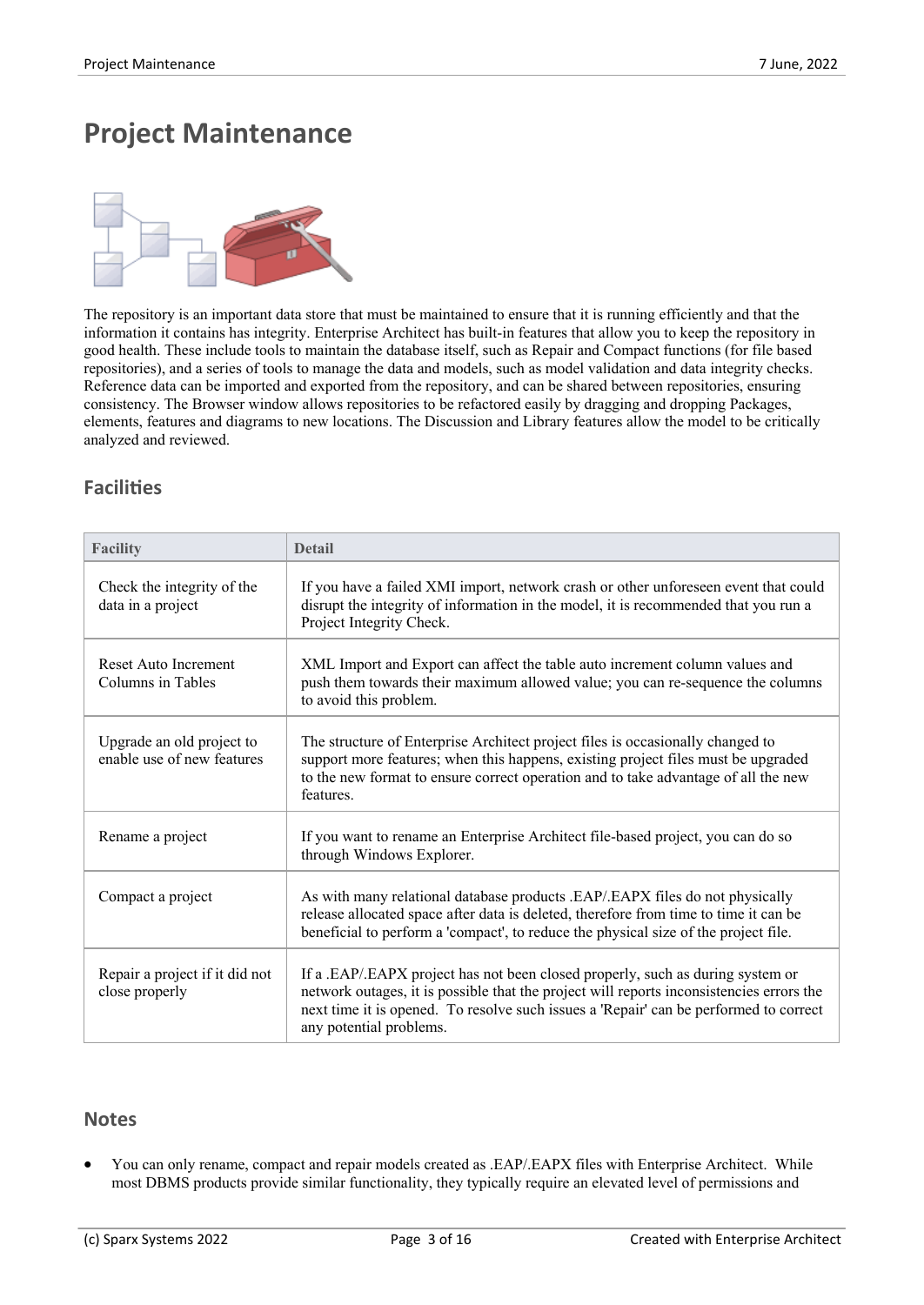# Project Maintenance

The repository is an important data store that must be maintained to ensure that it is running efficiently and that the information it contains has integrity. Enterprise Architect has built-in features that allow you to keep the repository in good health. These include tools to maintain the database itself, such as Repair and Compact functions (for file based repositories), and a series of tools to manage the data and models, such as model validation and data integrity checks. Reference data can be imported and exported from the repository, and can be shared between repositories, ensuring consistency. The Browser window allows repositories to be refactored easily by dragging and dropping Packages, elements, features and diagrams to new locations. The Discussion and Library features allow the model to be critically analyzed and reviewed.

## Facilities

| Facility | Detail |
| --- | --- |
| Check the integrity of the data in a project | If you have a failed XMI import, network crash or other unforeseen event that could disrupt the integrity of information in the model, it is recommended that you run a Project Integrity Check. |
| Reset Auto Increment Columns in Tables | XML Import and Export can affect the table auto increment column values and push them towards their maximum allowed value; you can re-sequence the columns to avoid this problem. |
| Upgrade an old project to enable use of new features | The structure of Enterprise Architect project files is occasionally changed to support more features; when this happens, existing project files must be upgraded to the new format to ensure correct operation and to take advantage of all the new features. |
| Rename a project | If you want to rename an Enterprise Architect file-based project, you can do so through Windows Explorer. |
| Compact a project | As with many relational database products .EAP/.EAPX files do not physically release allocated space after data is deleted, therefore from time to time it can be beneficial to perform a 'compact', to reduce the physical size of the project file. |
| Repair a project if it did not close properly | If a .EAP/.EAPX project has not been closed properly, such as during system or network outages, it is possible that the project will reports inconsistencies errors the next time it is opened. To resolve such issues a 'Repair' can be performed to correct any potential problems. |

## Notes

- You can only rename, compact and repair models created as .EAP/.EAPX files with Enterprise Architect. While most DBMS products provide similar functionality, they typically require an elevated level of permissions and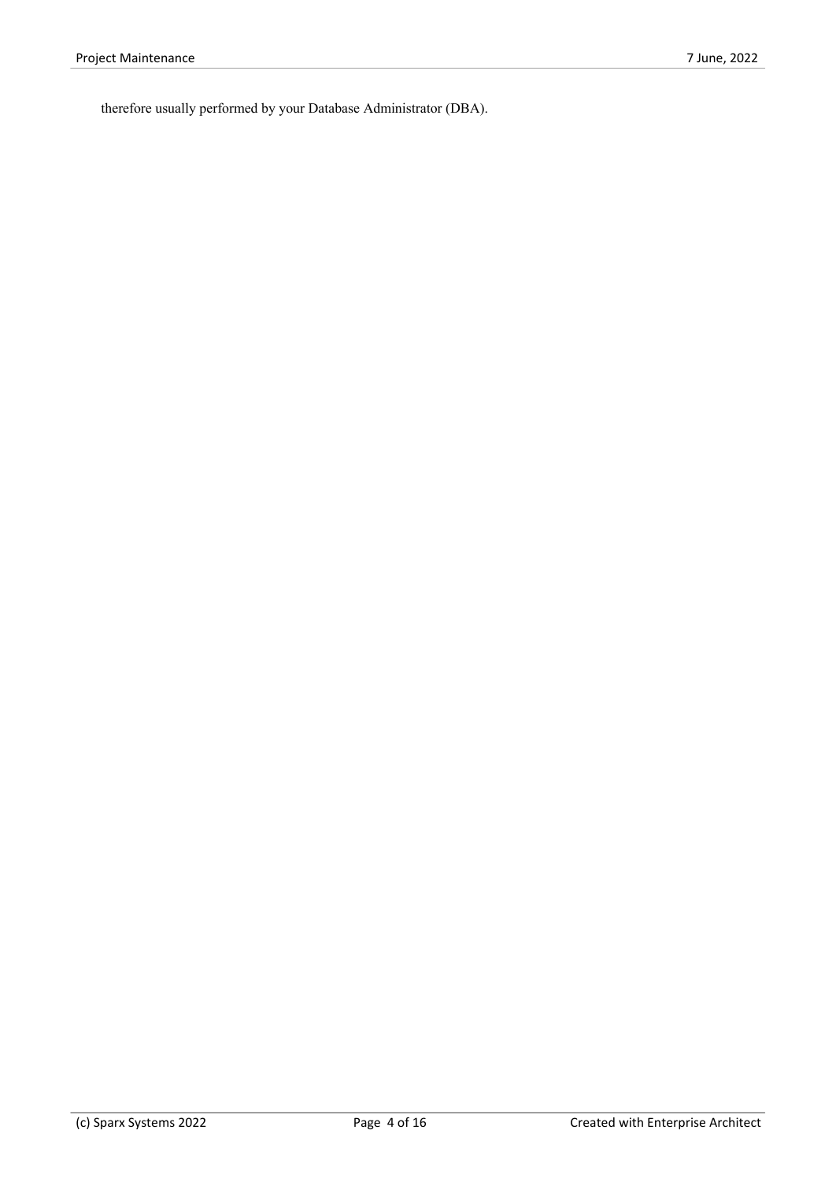therefore usually performed by your Database Administrator (DBA).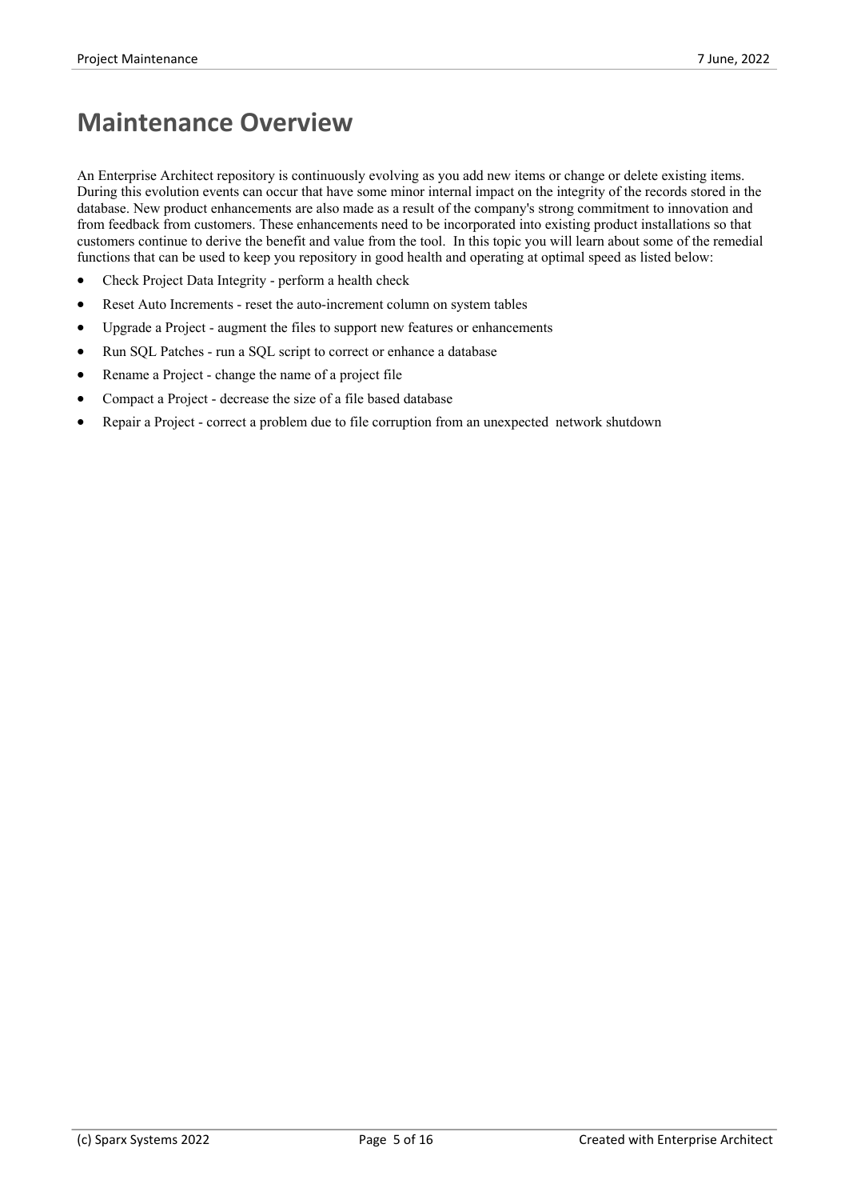# Maintenance Overview

An Enterprise Architect repository is continuously evolving as you add new items or change or delete existing items. During this evolution events can occur that have some minor internal impact on the integrity of the records stored in the database. New product enhancements are also made as a result of the company's strong commitment to innovation and from feedback from customers. These enhancements need to be incorporated into existing product installations so that customers continue to derive the benefit and value from the tool. In this topic you will learn about some of the remedial functions that can be used to keep you repository in good health and operating at optimal speed as listed below:

- Check Project Data Integrity - perform a health check
- Reset Auto Increments - reset the auto-increment column on system tables
- Upgrade a Project - augment the files to support new features or enhancements
- Run SQL Patches - run a SQL script to correct or enhance a database
- Rename a Project - change the name of a project file
- Compact a Project - decrease the size of a file based database
- Repair a Project - correct a problem due to file corruption from an unexpected network shutdown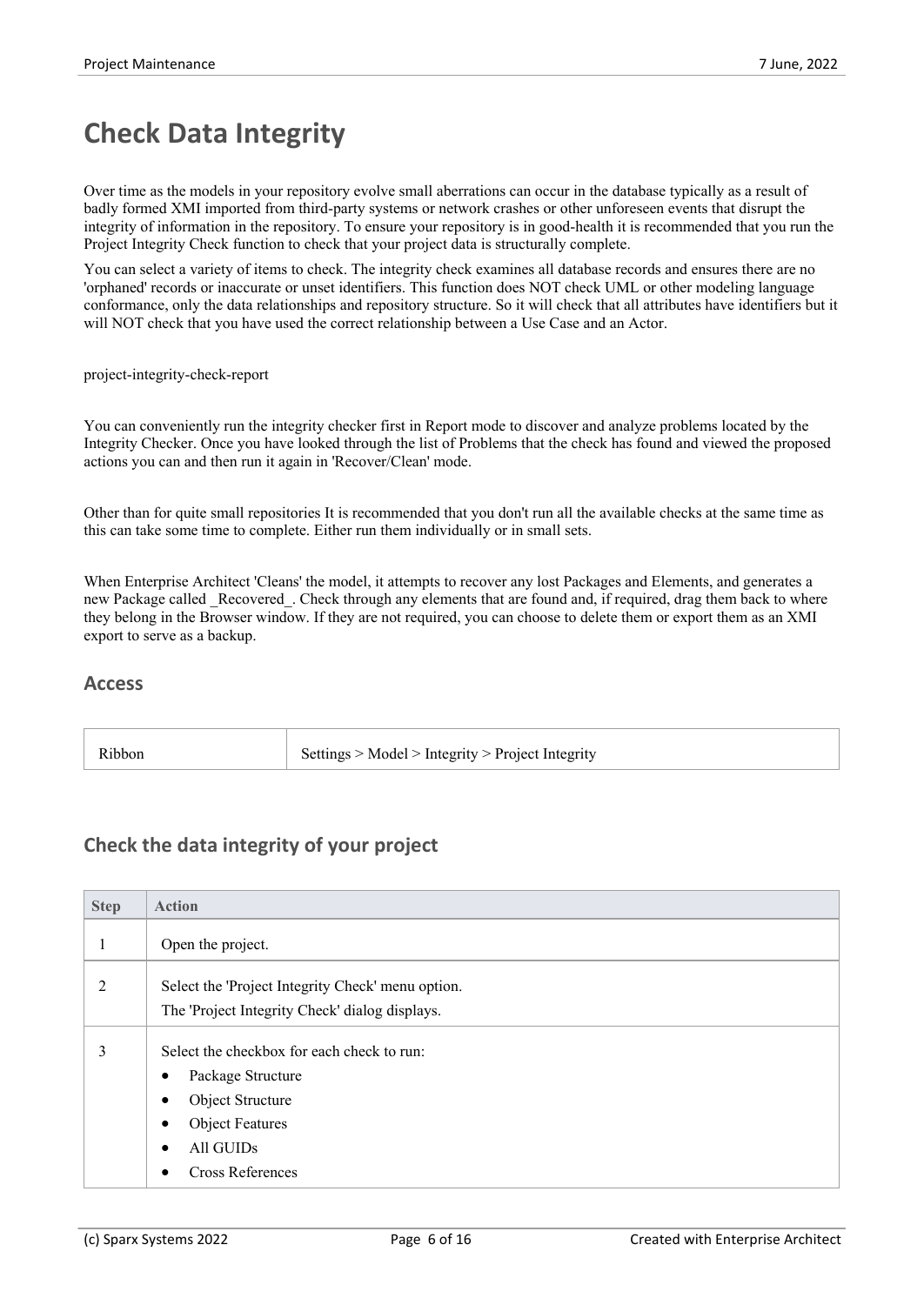# Check Data Integrity

Over time as the models in your repository evolve small aberrations can occur in the database typically as a result of badly formed XMI imported from third-party systems or network crashes or other unforeseen events that disrupt the integrity of information in the repository. To ensure your repository is in good-health it is recommended that you run the Project Integrity Check function to check that your project data is structurally complete.

You can select a variety of items to check. The integrity check examines all database records and ensures there are no 'orphaned' records or inaccurate or unset identifiers. This function does NOT check UML or other modeling language conformance, only the data relationships and repository structure. So it will check that all attributes have identifiers but it will NOT check that you have used the correct relationship between a Use Case and an Actor.

project-integrity-check-report

You can conveniently run the integrity checker first in Report mode to discover and analyze problems located by the Integrity Checker. Once you have looked through the list of Problems that the check has found and viewed the proposed actions you can and then run it again in 'Recover/Clean' mode.

Other than for quite small repositories It is recommended that you don't run all the available checks at the same time as this can take some time to complete. Either run them individually or in small sets.

When Enterprise Architect 'Cleans' the model, it attempts to recover any lost Packages and Elements, and generates a new Package called _Recovered_. Check through any elements that are found and, if required, drag them back to where they belong in the Browser window. If they are not required, you can choose to delete them or export them as an XMI export to serve as a backup.

## Access

| | |
|---|---|
| Ribbon | Settings > Model > Integrity > Project Integrity |

## Check the data integrity of your project

| Step | Action |
|---|---|
| 1 | Open the project. |
| 2 | Select the 'Project Integrity Check' menu option.<br>The 'Project Integrity Check' dialog displays. |
| 3 | Select the checkbox for each check to run:<br>• Package Structure<br>• Object Structure<br>• Object Features<br>• All GUIDs<br>• Cross References |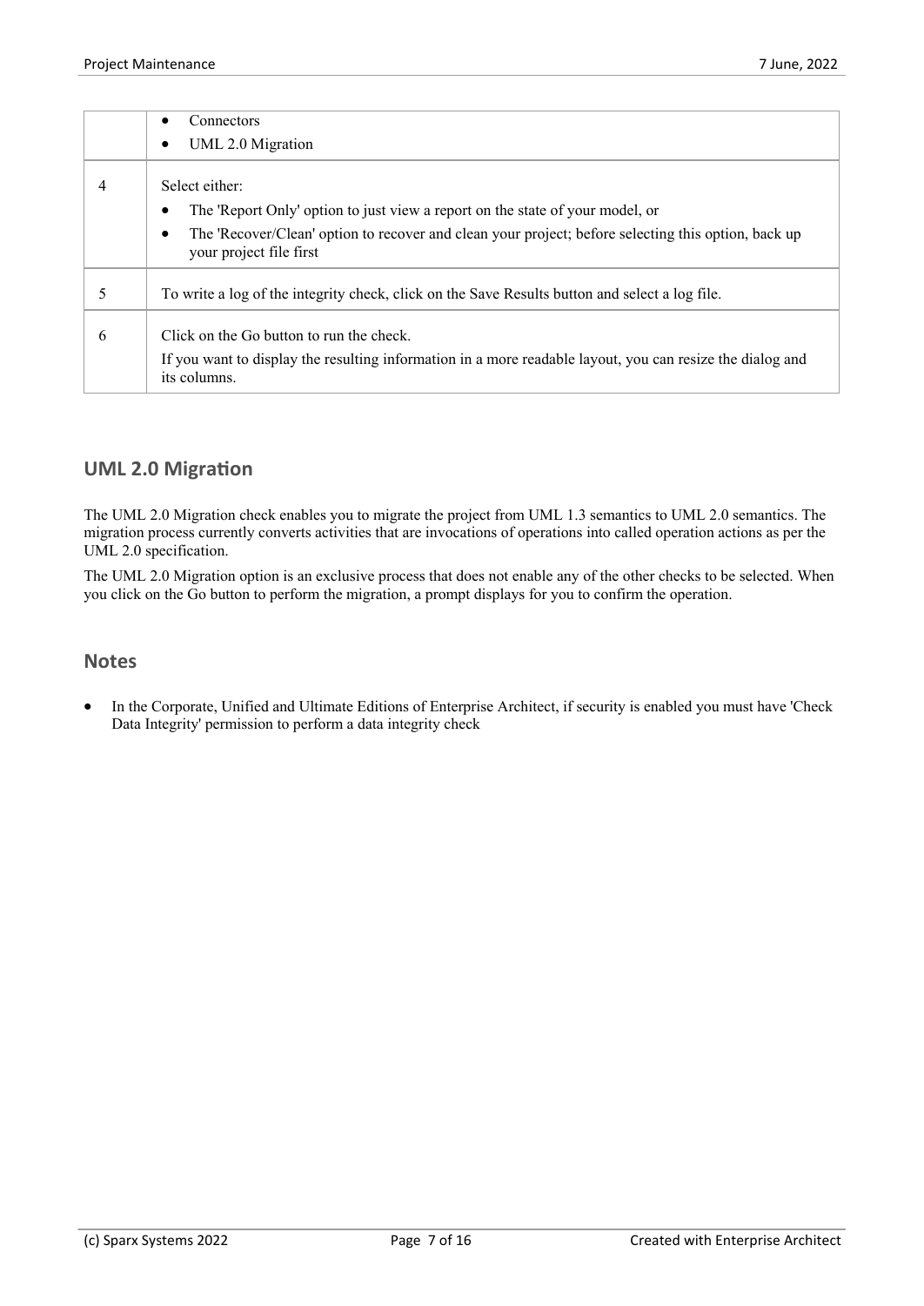| | |
|---|---|
| | • Connectors<br>• UML 2.0 Migration |
| 4 | Select either:<br>• The 'Report Only' option to just view a report on the state of your model, or<br>• The 'Recover/Clean' option to recover and clean your project; before selecting this option, back up your project file first |
| 5 | To write a log of the integrity check, click on the Save Results button and select a log file. |
| 6 | Click on the Go button to run the check.<br>If you want to display the resulting information in a more readable layout, you can resize the dialog and its columns. |

## UML 2.0 Migration

The UML 2.0 Migration check enables you to migrate the project from UML 1.3 semantics to UML 2.0 semantics. The migration process currently converts activities that are invocations of operations into called operation actions as per the UML 2.0 specification.

The UML 2.0 Migration option is an exclusive process that does not enable any of the other checks to be selected. When you click on the Go button to perform the migration, a prompt displays for you to confirm the operation.

## Notes

- In the Corporate, Unified and Ultimate Editions of Enterprise Architect, if security is enabled you must have 'Check Data Integrity' permission to perform a data integrity check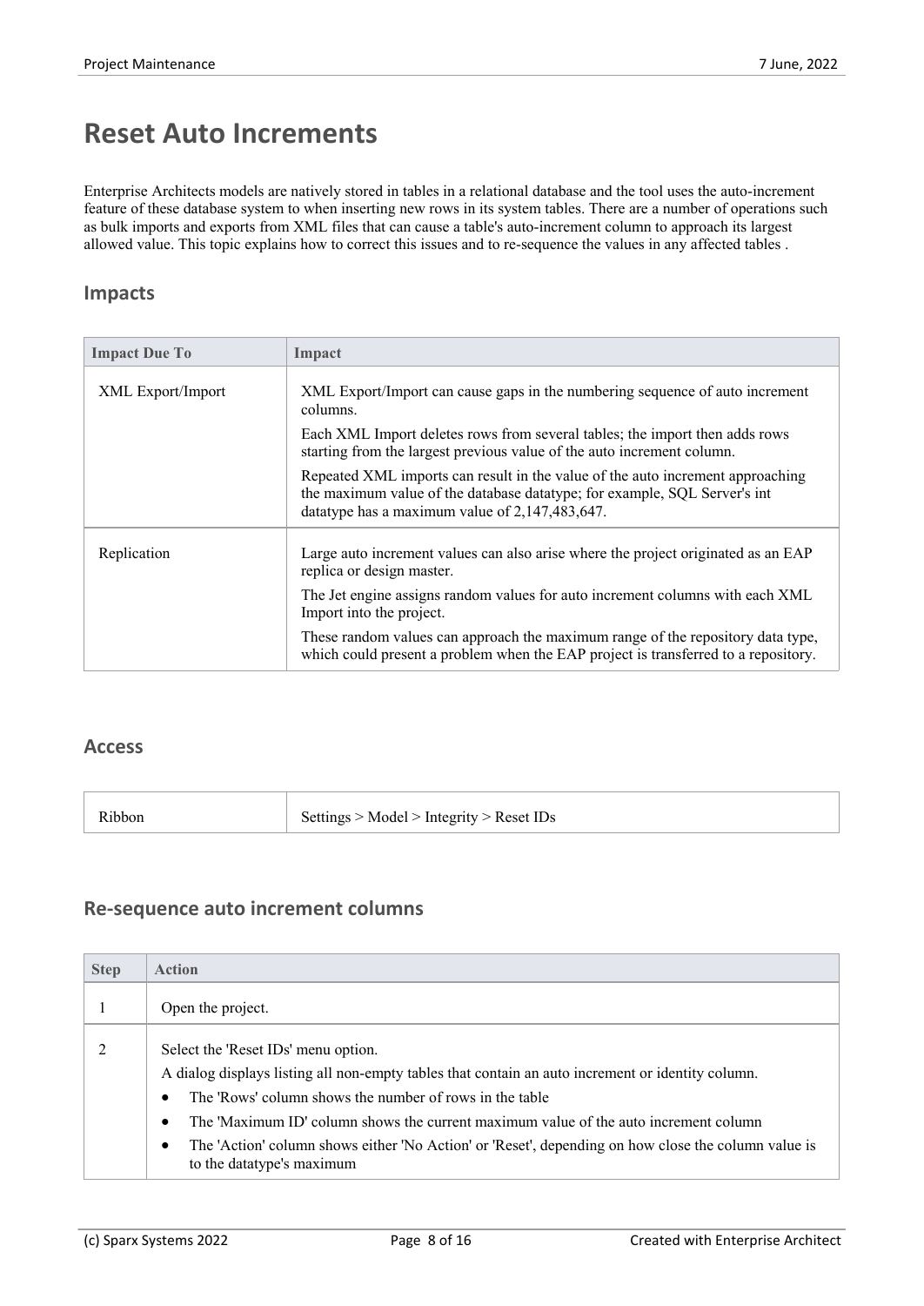# Reset Auto Increments

Enterprise Architects models are natively stored in tables in a relational database and the tool uses the auto-increment feature of these database system to when inserting new rows in its system tables. There are a number of operations such as bulk imports and exports from XML files that can cause a table's auto-increment column to approach its largest allowed value. This topic explains how to correct this issues and to re-sequence the values in any affected tables .

## Impacts

| Impact Due To | Impact |
|---|---|
| XML Export/Import | XML Export/Import can cause gaps in the numbering sequence of auto increment columns.<br><br>Each XML Import deletes rows from several tables; the import then adds rows starting from the largest previous value of the auto increment column.<br><br>Repeated XML imports can result in the value of the auto increment approaching the maximum value of the database datatype; for example, SQL Server's int datatype has a maximum value of 2,147,483,647. |
| Replication | Large auto increment values can also arise where the project originated as an EAP replica or design master.<br><br>The Jet engine assigns random values for auto increment columns with each XML Import into the project.<br><br>These random values can approach the maximum range of the repository data type, which could present a problem when the EAP project is transferred to a repository. |

## Access

| | |
|---|---|
| Ribbon | Settings > Model > Integrity > Reset IDs |

## Re-sequence auto increment columns

| Step | Action |
|---|---|
| 1 | Open the project. |
| 2 | Select the 'Reset IDs' menu option.<br><br>A dialog displays listing all non-empty tables that contain an auto increment or identity column.<br><br>• The 'Rows' column shows the number of rows in the table<br>• The 'Maximum ID' column shows the current maximum value of the auto increment column<br>• The 'Action' column shows either 'No Action' or 'Reset', depending on how close the column value is to the datatype's maximum |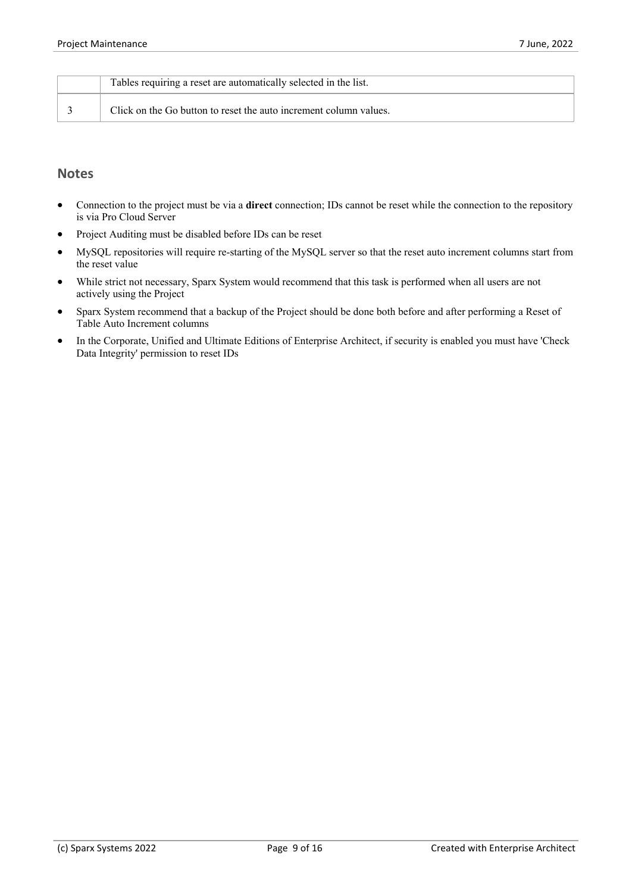| | |
|---|---|
| | Tables requiring a reset are automatically selected in the list. |
| 3 | Click on the Go button to reset the auto increment column values. |

## Notes

- Connection to the project must be via a **direct** connection; IDs cannot be reset while the connection to the repository is via Pro Cloud Server
- Project Auditing must be disabled before IDs can be reset
- MySQL repositories will require re-starting of the MySQL server so that the reset auto increment columns start from the reset value
- While strict not necessary, Sparx System would recommend that this task is performed when all users are not actively using the Project
- Sparx System recommend that a backup of the Project should be done both before and after performing a Reset of Table Auto Increment columns
- In the Corporate, Unified and Ultimate Editions of Enterprise Architect, if security is enabled you must have 'Check Data Integrity' permission to reset IDs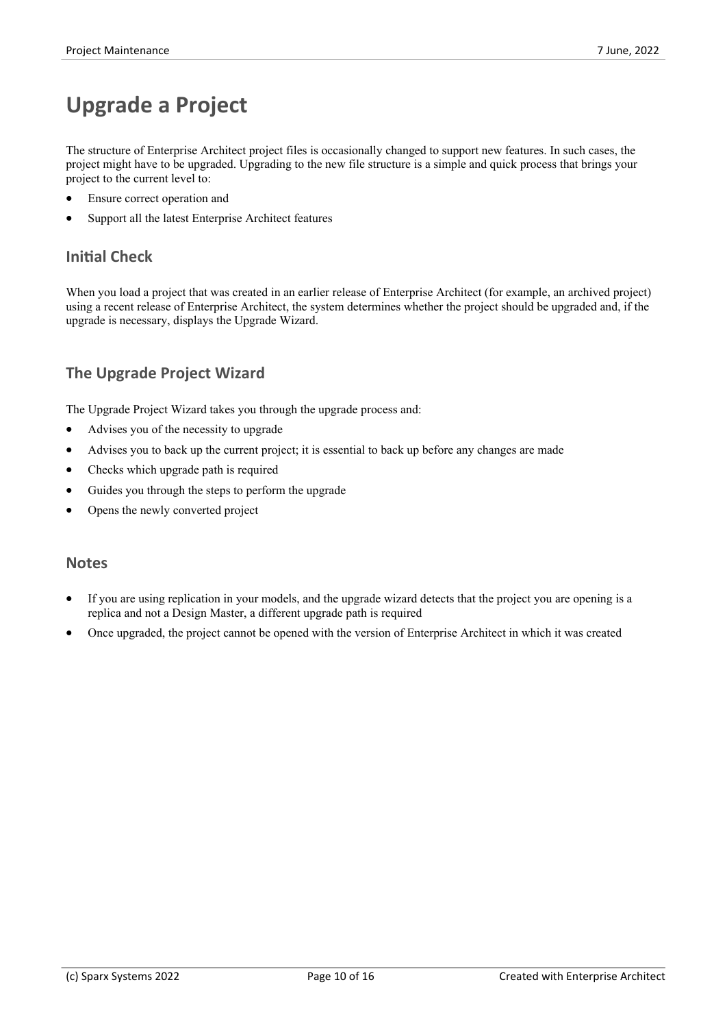# Upgrade a Project

The structure of Enterprise Architect project files is occasionally changed to support new features. In such cases, the project might have to be upgraded. Upgrading to the new file structure is a simple and quick process that brings your project to the current level to:

- Ensure correct operation and
- Support all the latest Enterprise Architect features

## Initial Check

When you load a project that was created in an earlier release of Enterprise Architect (for example, an archived project) using a recent release of Enterprise Architect, the system determines whether the project should be upgraded and, if the upgrade is necessary, displays the Upgrade Wizard.

## The Upgrade Project Wizard

The Upgrade Project Wizard takes you through the upgrade process and:

- Advises you of the necessity to upgrade
- Advises you to back up the current project; it is essential to back up before any changes are made
- Checks which upgrade path is required
- Guides you through the steps to perform the upgrade
- Opens the newly converted project

## Notes

- If you are using replication in your models, and the upgrade wizard detects that the project you are opening is a replica and not a Design Master, a different upgrade path is required
- Once upgraded, the project cannot be opened with the version of Enterprise Architect in which it was created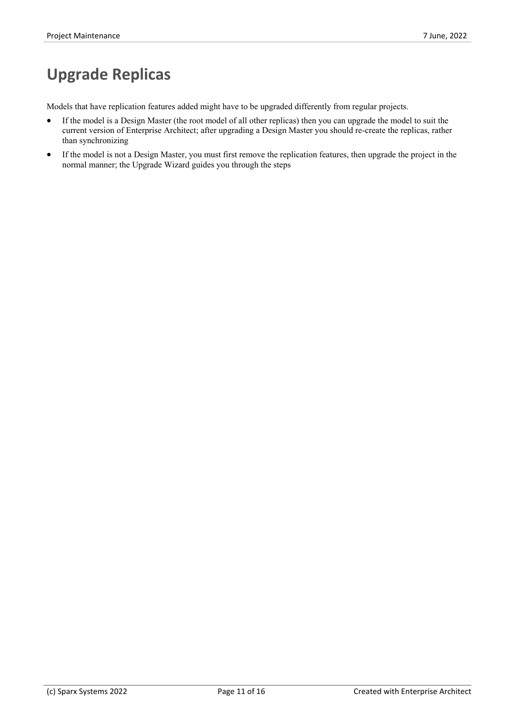# Upgrade Replicas

Models that have replication features added might have to be upgraded differently from regular projects.

- If the model is a Design Master (the root model of all other replicas) then you can upgrade the model to suit the current version of Enterprise Architect; after upgrading a Design Master you should re-create the replicas, rather than synchronizing
- If the model is not a Design Master, you must first remove the replication features, then upgrade the project in the normal manner; the Upgrade Wizard guides you through the steps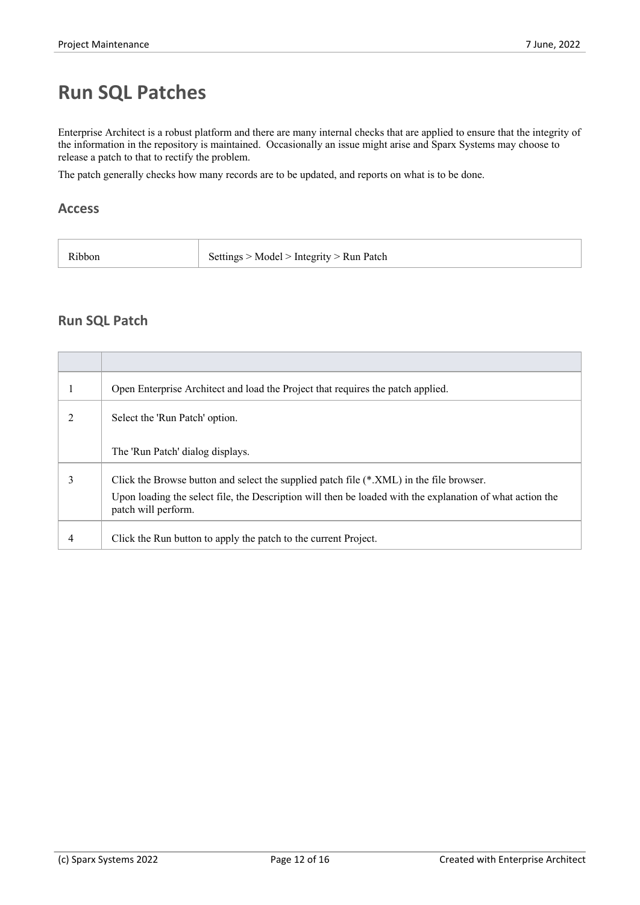# Run SQL Patches

Enterprise Architect is a robust platform and there are many internal checks that are applied to ensure that the integrity of the information in the repository is maintained. Occasionally an issue might arise and Sparx Systems may choose to release a patch to that to rectify the problem.

The patch generally checks how many records are to be updated, and reports on what is to be done.

## Access

| | |
|---|---|
| Ribbon | Settings > Model > Integrity > Run Patch |

## Run SQL Patch

| | |
|---|---|
| 1 | Open Enterprise Architect and load the Project that requires the patch applied. |
| 2 | Select the 'Run Patch' option.<br><br>The 'Run Patch' dialog displays. |
| 3 | Click the Browse button and select the supplied patch file (*.XML) in the file browser.<br>Upon loading the select file, the Description will then be loaded with the explanation of what action the patch will perform. |
| 4 | Click the Run button to apply the patch to the current Project. |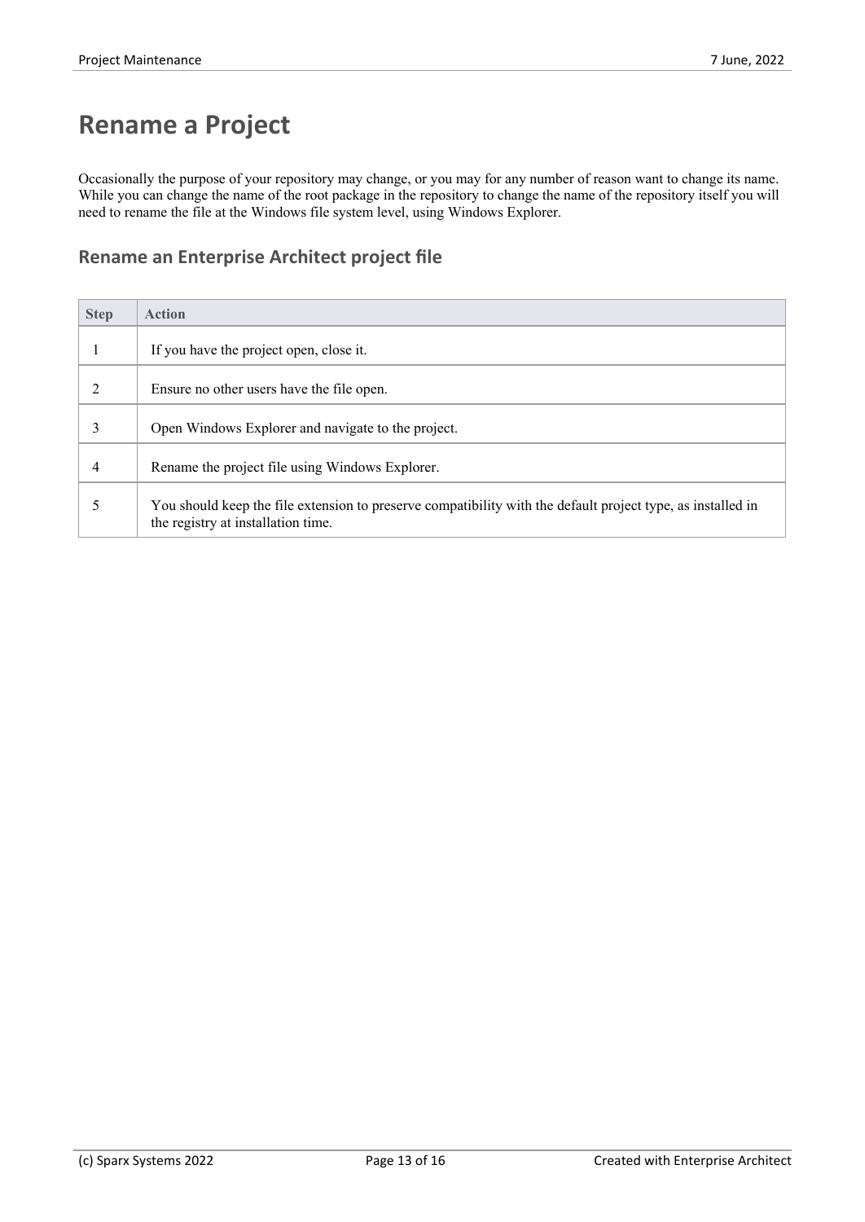# Rename a Project

Occasionally the purpose of your repository may change, or you may for any number of reason want to change its name. While you can change the name of the root package in the repository to change the name of the repository itself you will need to rename the file at the Windows file system level, using Windows Explorer.

## Rename an Enterprise Architect project file

| Step | Action |
|---|---|
| 1 | If you have the project open, close it. |
| 2 | Ensure no other users have the file open. |
| 3 | Open Windows Explorer and navigate to the project. |
| 4 | Rename the project file using Windows Explorer. |
| 5 | You should keep the file extension to preserve compatibility with the default project type, as installed in the registry at installation time. |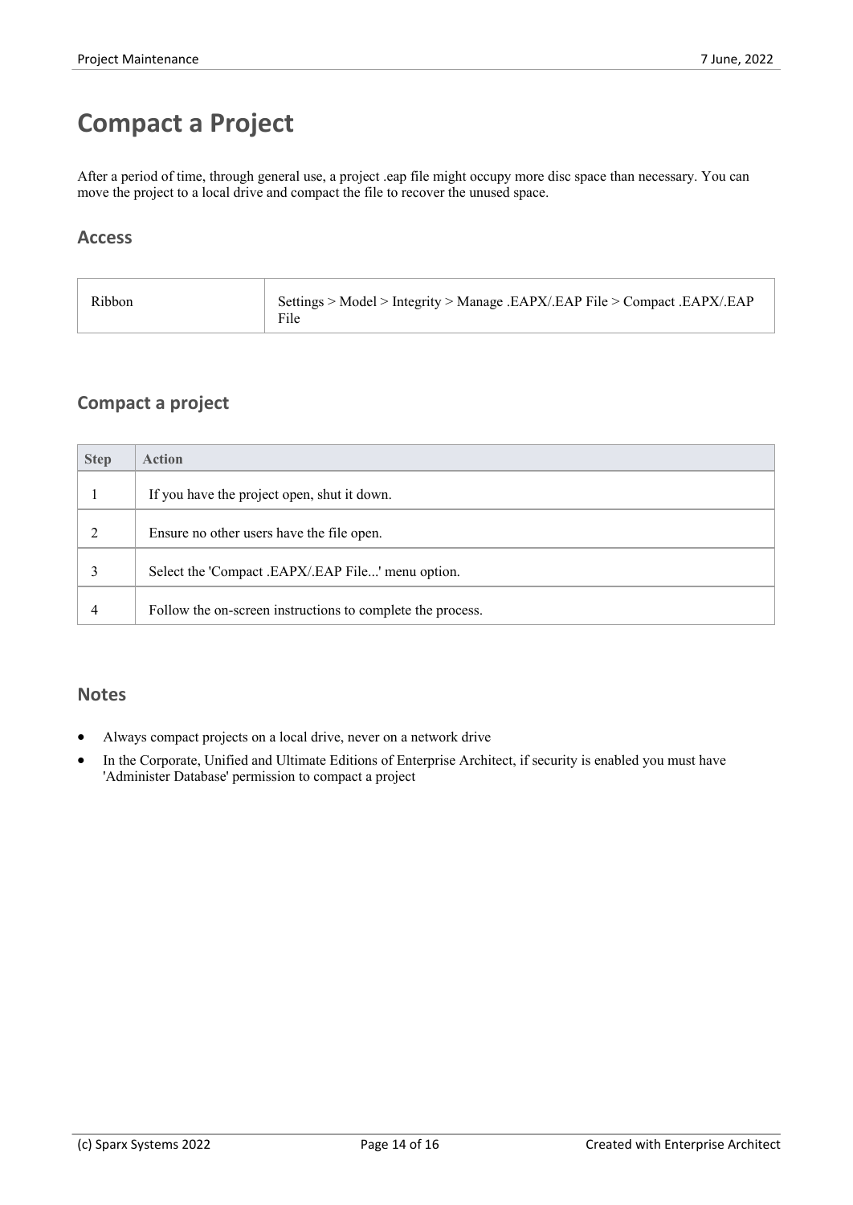# Compact a Project

After a period of time, through general use, a project .eap file might occupy more disc space than necessary. You can move the project to a local drive and compact the file to recover the unused space.

## Access

| | |
|---|---|
| Ribbon | Settings > Model > Integrity > Manage .EAPX/.EAP File > Compact .EAPX/.EAP File |

## Compact a project

| Step | Action |
|---|---|
| 1 | If you have the project open, shut it down. |
| 2 | Ensure no other users have the file open. |
| 3 | Select the 'Compact .EAPX/.EAP File...' menu option. |
| 4 | Follow the on-screen instructions to complete the process. |

## Notes

- Always compact projects on a local drive, never on a network drive
- In the Corporate, Unified and Ultimate Editions of Enterprise Architect, if security is enabled you must have 'Administer Database' permission to compact a project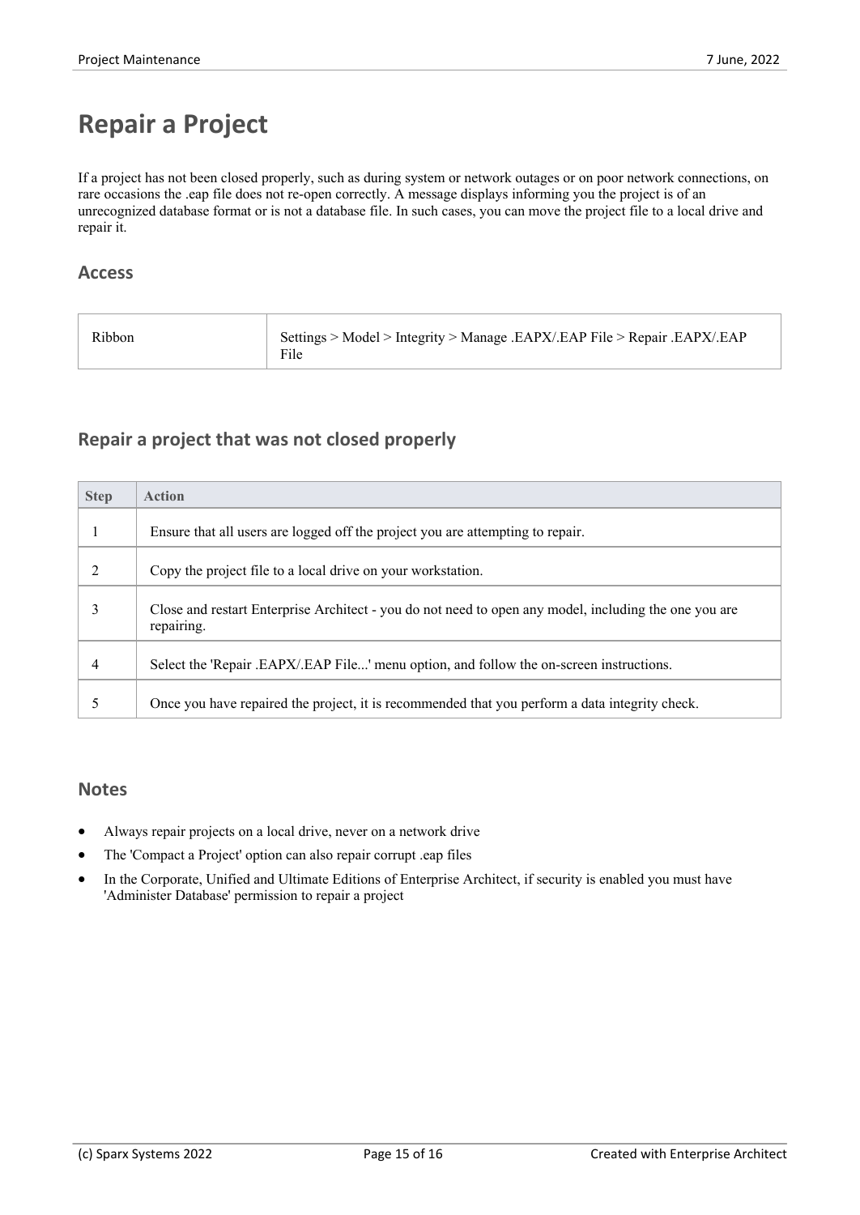# Repair a Project

If a project has not been closed properly, such as during system or network outages or on poor network connections, on rare occasions the .eap file does not re-open correctly. A message displays informing you the project is of an unrecognized database format or is not a database file. In such cases, you can move the project file to a local drive and repair it.

## Access

| | |
|---|---|
| Ribbon | Settings > Model > Integrity > Manage .EAPX/.EAP File > Repair .EAPX/.EAP File |

## Repair a project that was not closed properly

| Step | Action |
|---|---|
| 1 | Ensure that all users are logged off the project you are attempting to repair. |
| 2 | Copy the project file to a local drive on your workstation. |
| 3 | Close and restart Enterprise Architect - you do not need to open any model, including the one you are repairing. |
| 4 | Select the 'Repair .EAPX/.EAP File...' menu option, and follow the on-screen instructions. |
| 5 | Once you have repaired the project, it is recommended that you perform a data integrity check. |

## Notes

- Always repair projects on a local drive, never on a network drive
- The 'Compact a Project' option can also repair corrupt .eap files
- In the Corporate, Unified and Ultimate Editions of Enterprise Architect, if security is enabled you must have 'Administer Database' permission to repair a project